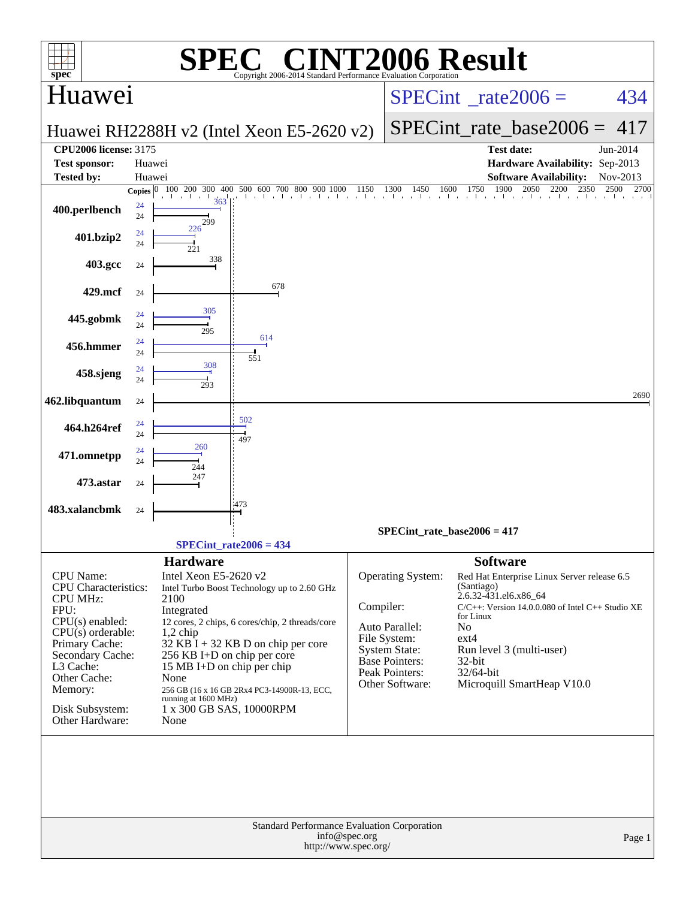# SPEC® CINT2006 Result

Copyright 2006-2014 Standard Performance Evaluation Corporation

## Huawei

**Huawei RH2288H v2 (Intel Xeon E5-2620 v2)**

SPECint_rate2006 = 434

SPECint_rate_base2006 = 417

| | | | |
|---|---|---|---|
| **CPU2006 license:** 3175 | | **Test date:** | Jun-2014 |
| **Test sponsor:** | Huawei | **Hardware Availability:** | Sep-2013 |
| **Tested by:** | Huawei | **Software Availability:** | Nov-2013 |

| Benchmark | Copies (peak) | Peak | Copies (base) | Base |
|---|---|---|---|---|
| 400.perlbench | 24 | 363 | 24 | 299 |
| 401.bzip2 | 24 | 226 | 24 | 221 |
| 403.gcc | | | 24 | 338 |
| 429.mcf | | | 24 | 678 |
| 445.gobmk | 24 | 305 | 24 | 295 |
| 456.hmmer | 24 | 614 | 24 | 551 |
| 458.sjeng | 24 | 308 | 24 | 293 |
| 462.libquantum | | | 24 | 2690 |
| 464.h264ref | 24 | 502 | 24 | 497 |
| 471.omnetpp | 24 | 260 | 24 | 244 |
| 473.astar | | | 24 | 247 |
| 483.xalancbmk | | | 24 | 473 |

SPECint_rate_base2006 = 417

SPECint_rate2006 = 434

### Hardware

| | |
|---|---|
| CPU Name: | Intel Xeon E5-2620 v2 |
| CPU Characteristics: | Intel Turbo Boost Technology up to 2.60 GHz |
| CPU MHz: | 2100 |
| FPU: | Integrated |
| CPU(s) enabled: | 12 cores, 2 chips, 6 cores/chip, 2 threads/core |
| CPU(s) orderable: | 1,2 chip |
| Primary Cache: | 32 KB I + 32 KB D on chip per core |
| Secondary Cache: | 256 KB I+D on chip per core |
| L3 Cache: | 15 MB I+D on chip per chip |
| Other Cache: | None |
| Memory: | 256 GB (16 x 16 GB 2Rx4 PC3-14900R-13, ECC, running at 1600 MHz) |
| Disk Subsystem: | 1 x 300 GB SAS, 10000RPM |
| Other Hardware: | None |

### Software

| | |
|---|---|
| Operating System: | Red Hat Enterprise Linux Server release 6.5 (Santiago) 2.6.32-431.el6.x86_64 |
| Compiler: | C/C++: Version 14.0.0.080 of Intel C++ Studio XE for Linux |
| Auto Parallel: | No |
| File System: | ext4 |
| System State: | Run level 3 (multi-user) |
| Base Pointers: | 32-bit |
| Peak Pointers: | 32/64-bit |
| Other Software: | Microquill SmartHeap V10.0 |

Standard Performance Evaluation Corporation
info@spec.org
http://www.spec.org/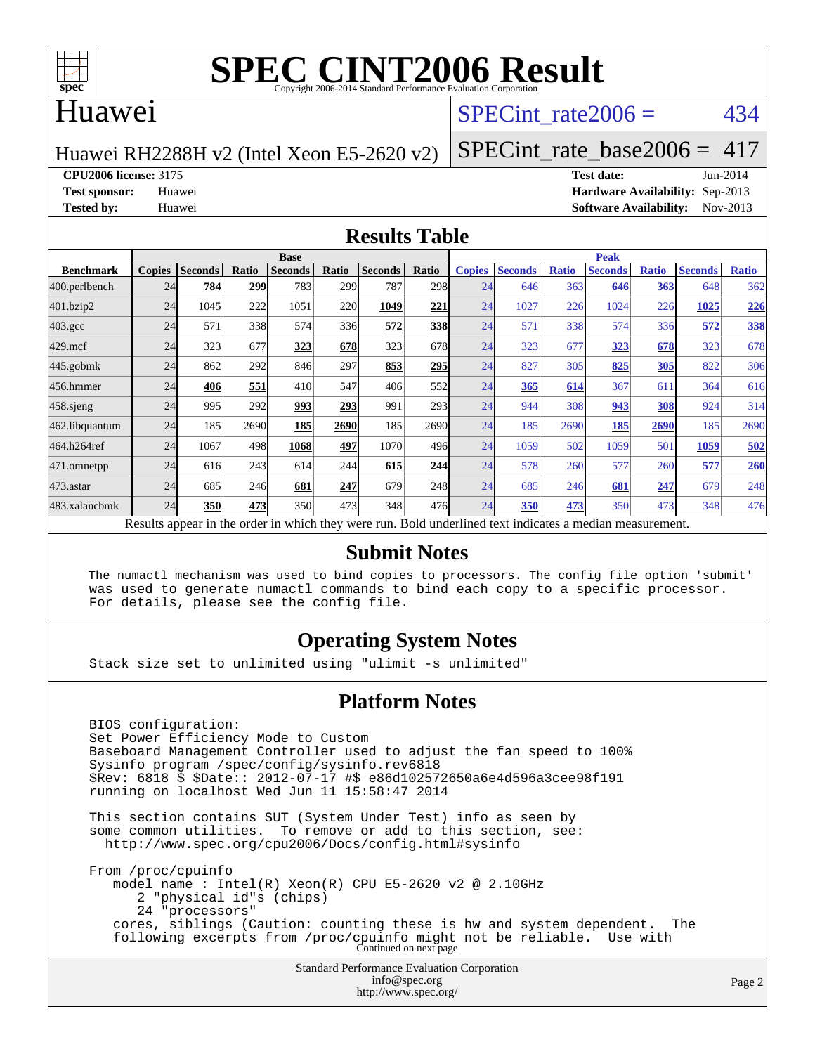# SPEC CINT2006 Result

Copyright 2006-2014 Standard Performance Evaluation Corporation

## Huawei

Huawei RH2288H v2 (Intel Xeon E5-2620 v2)

SPECint_rate2006 = 434

SPECint_rate_base2006 = 417

**CPU2006 license:** 3175
**Test sponsor:** Huawei
**Tested by:** Huawei

**Test date:** Jun-2014
**Hardware Availability:** Sep-2013
**Software Availability:** Nov-2013

## Results Table

| Benchmark | Base | | | | | | | Peak | | | | | | |
|---|---|---|---|---|---|---|---|---|---|---|---|---|---|---|
| | Copies | Seconds | Ratio | Seconds | Ratio | Seconds | Ratio | Copies | Seconds | Ratio | Seconds | Ratio | Seconds | Ratio |
| 400.perlbench | 24 | **784** | **299** | 783 | 299 | 787 | 298 | 24 | 646 | 363 | **646** | **363** | 648 | 362 |
| 401.bzip2 | 24 | 1045 | 222 | 1051 | 220 | **1049** | **221** | 24 | 1027 | 226 | 1024 | 226 | **1025** | **226** |
| 403.gcc | 24 | 571 | 338 | 574 | 336 | **572** | **338** | 24 | 571 | 338 | 574 | 336 | **572** | **338** |
| 429.mcf | 24 | 323 | 677 | **323** | **678** | 323 | 678 | 24 | 323 | 677 | **323** | **678** | 323 | 678 |
| 445.gobmk | 24 | 862 | 292 | 846 | 297 | **853** | **295** | 24 | 827 | 305 | **825** | **305** | 822 | 306 |
| 456.hmmer | 24 | **406** | **551** | 410 | 547 | 406 | 552 | 24 | **365** | **614** | 367 | 611 | 364 | 616 |
| 458.sjeng | 24 | 995 | 292 | **993** | **293** | 991 | 293 | 24 | 944 | 308 | **943** | **308** | 924 | 314 |
| 462.libquantum | 24 | 185 | 2690 | **185** | **2690** | 185 | 2690 | 24 | 185 | 2690 | **185** | **2690** | 185 | 2690 |
| 464.h264ref | 24 | 1067 | 498 | **1068** | **497** | 1070 | 496 | 24 | 1059 | 502 | 1059 | 501 | **1059** | **502** |
| 471.omnetpp | 24 | 616 | 243 | 614 | 244 | **615** | **244** | 24 | 578 | 260 | 577 | 260 | **577** | **260** |
| 473.astar | 24 | 685 | 246 | **681** | **247** | 679 | 248 | 24 | 685 | 246 | **681** | **247** | 679 | 248 |
| 483.xalancbmk | 24 | **350** | **473** | 350 | 473 | 348 | 476 | 24 | **350** | **473** | 350 | 473 | 348 | 476 |

Results appear in the order in which they were run. Bold underlined text indicates a median measurement.

## Submit Notes

```
The numactl mechanism was used to bind copies to processors. The config file option 'submit'
was used to generate numactl commands to bind each copy to a specific processor.
For details, please see the config file.
```

## Operating System Notes

```
Stack size set to unlimited using "ulimit -s unlimited"
```

## Platform Notes

```
BIOS configuration:
Set Power Efficiency Mode to Custom
Baseboard Management Controller used to adjust the fan speed to 100%
Sysinfo program /spec/config/sysinfo.rev6818
$Rev: 6818 $ $Date:: 2012-07-17 #$ e86d102572650a6e4d596a3cee98f191
running on localhost Wed Jun 11 15:58:47 2014

This section contains SUT (System Under Test) info as seen by
some common utilities.  To remove or add to this section, see:
  http://www.spec.org/cpu2006/Docs/config.html#sysinfo

From /proc/cpuinfo
   model name : Intel(R) Xeon(R) CPU E5-2620 v2 @ 2.10GHz
      2 "physical id"s (chips)
      24 "processors"
   cores, siblings (Caution: counting these is hw and system dependent.  The
   following excerpts from /proc/cpuinfo might not be reliable.  Use with
```

Continued on next page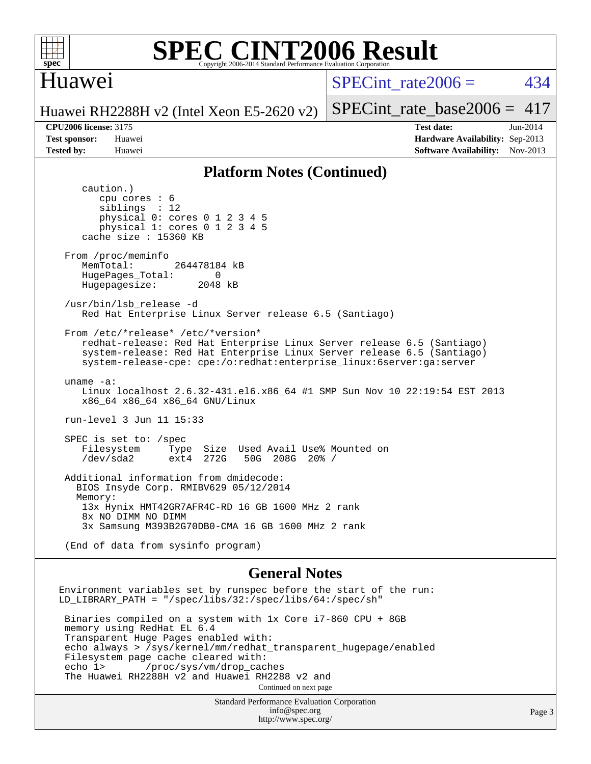# SPEC CINT2006 Result

Copyright 2006-2014 Standard Performance Evaluation Corporation

## Huawei

Huawei RH2288H v2 (Intel Xeon E5-2620 v2)

SPECint_rate2006 = 434

SPECint_rate_base2006 = 417

**CPU2006 license:** 3175
**Test sponsor:** Huawei
**Tested by:** Huawei

**Test date:** Jun-2014
**Hardware Availability:** Sep-2013
**Software Availability:** Nov-2013

### Platform Notes (Continued)

```
      caution.)
         cpu cores : 6
         siblings  : 12
         physical 0: cores 0 1 2 3 4 5
         physical 1: cores 0 1 2 3 4 5
      cache size : 15360 KB

   From /proc/meminfo
      MemTotal:       264478184 kB
      HugePages_Total:       0
      Hugepagesize:       2048 kB

   /usr/bin/lsb_release -d
      Red Hat Enterprise Linux Server release 6.5 (Santiago)

   From /etc/*release* /etc/*version*
      redhat-release: Red Hat Enterprise Linux Server release 6.5 (Santiago)
      system-release: Red Hat Enterprise Linux Server release 6.5 (Santiago)
      system-release-cpe: cpe:/o:redhat:enterprise_linux:6server:ga:server

   uname -a:
      Linux localhost 2.6.32-431.el6.x86_64 #1 SMP Sun Nov 10 22:19:54 EST 2013
      x86_64 x86_64 x86_64 GNU/Linux

   run-level 3 Jun 11 15:33

   SPEC is set to: /spec
      Filesystem     Type  Size  Used Avail Use% Mounted on
      /dev/sda2      ext4  272G   50G  208G  20% /

   Additional information from dmidecode:
     BIOS Insyde Corp. RMIBV629 05/12/2014
     Memory:
      13x Hynix HMT42GR7AFR4C-RD 16 GB 1600 MHz 2 rank
      8x NO DIMM NO DIMM
      3x Samsung M393B2G70DB0-CMA 16 GB 1600 MHz 2 rank

   (End of data from sysinfo program)
```

### General Notes

```
Environment variables set by runspec before the start of the run:
LD_LIBRARY_PATH = "/spec/libs/32:/spec/libs/64:/spec/sh"

 Binaries compiled on a system with 1x Core i7-860 CPU + 8GB
 memory using RedHat EL 6.4
 Transparent Huge Pages enabled with:
 echo always > /sys/kernel/mm/redhat_transparent_hugepage/enabled
 Filesystem page cache cleared with:
 echo 1>       /proc/sys/vm/drop_caches
 The Huawei RH2288H v2 and Huawei RH2288 v2 and
```

Continued on next page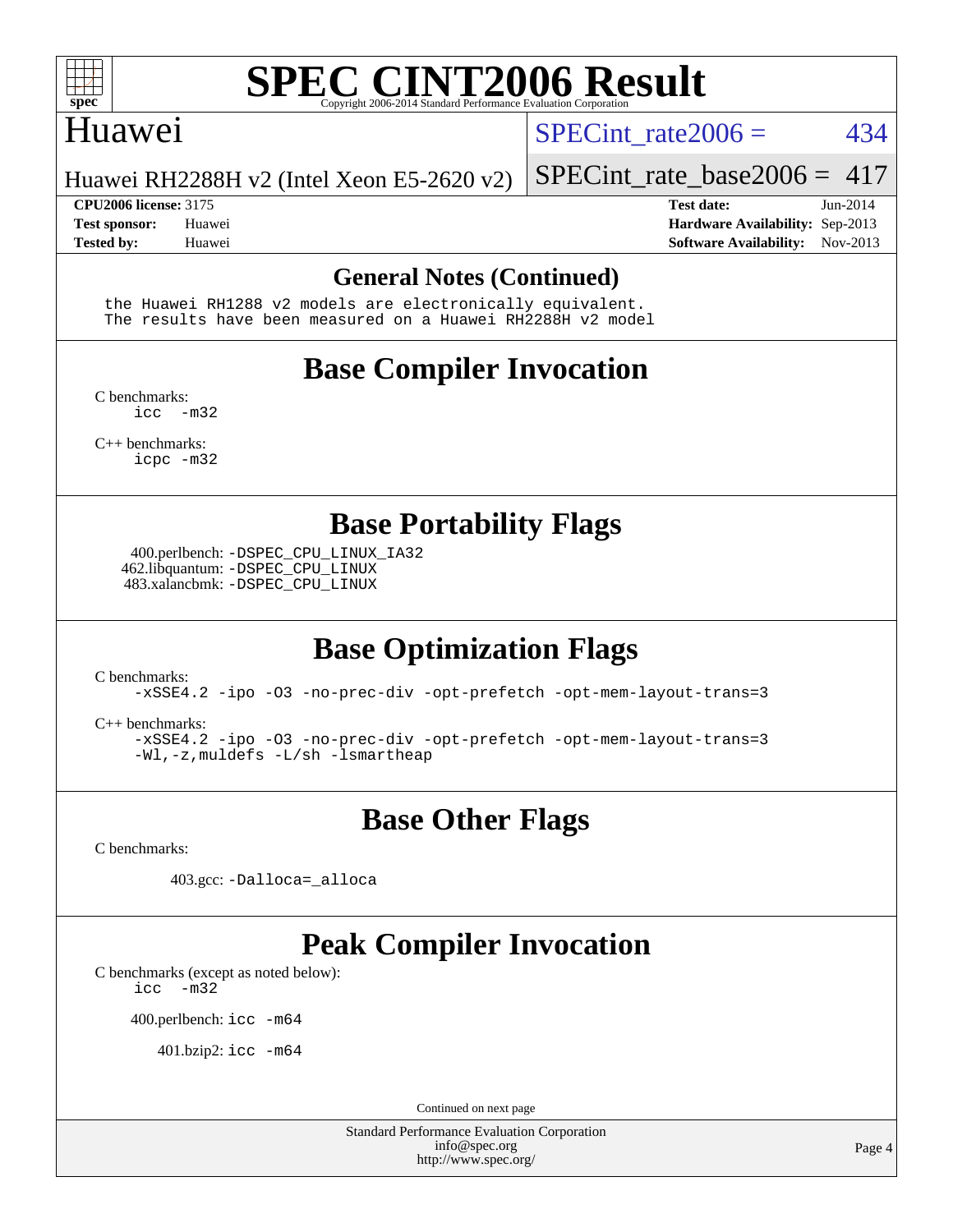## General Notes (Continued)

```
the Huawei RH1288 v2 models are electronically equivalent.
The results have been measured on a Huawei RH2288H v2 model
```

## Base Compiler Invocation

C benchmarks:
```
icc  -m32
```

C++ benchmarks:
```
icpc -m32
```

## Base Portability Flags

400.perlbench: `-DSPEC_CPU_LINUX_IA32`
462.libquantum: `-DSPEC_CPU_LINUX`
483.xalancbmk: `-DSPEC_CPU_LINUX`

## Base Optimization Flags

C benchmarks:
```
-xSSE4.2 -ipo -O3 -no-prec-div -opt-prefetch -opt-mem-layout-trans=3
```

C++ benchmarks:
```
-xSSE4.2 -ipo -O3 -no-prec-div -opt-prefetch -opt-mem-layout-trans=3
-Wl,-z,muldefs -L/sh -lsmartheap
```

## Base Other Flags

C benchmarks:

403.gcc: `-Dalloca=_alloca`

## Peak Compiler Invocation

C benchmarks (except as noted below):
```
icc  -m32
```

400.perlbench: `icc -m64`

401.bzip2: `icc -m64`

Continued on next page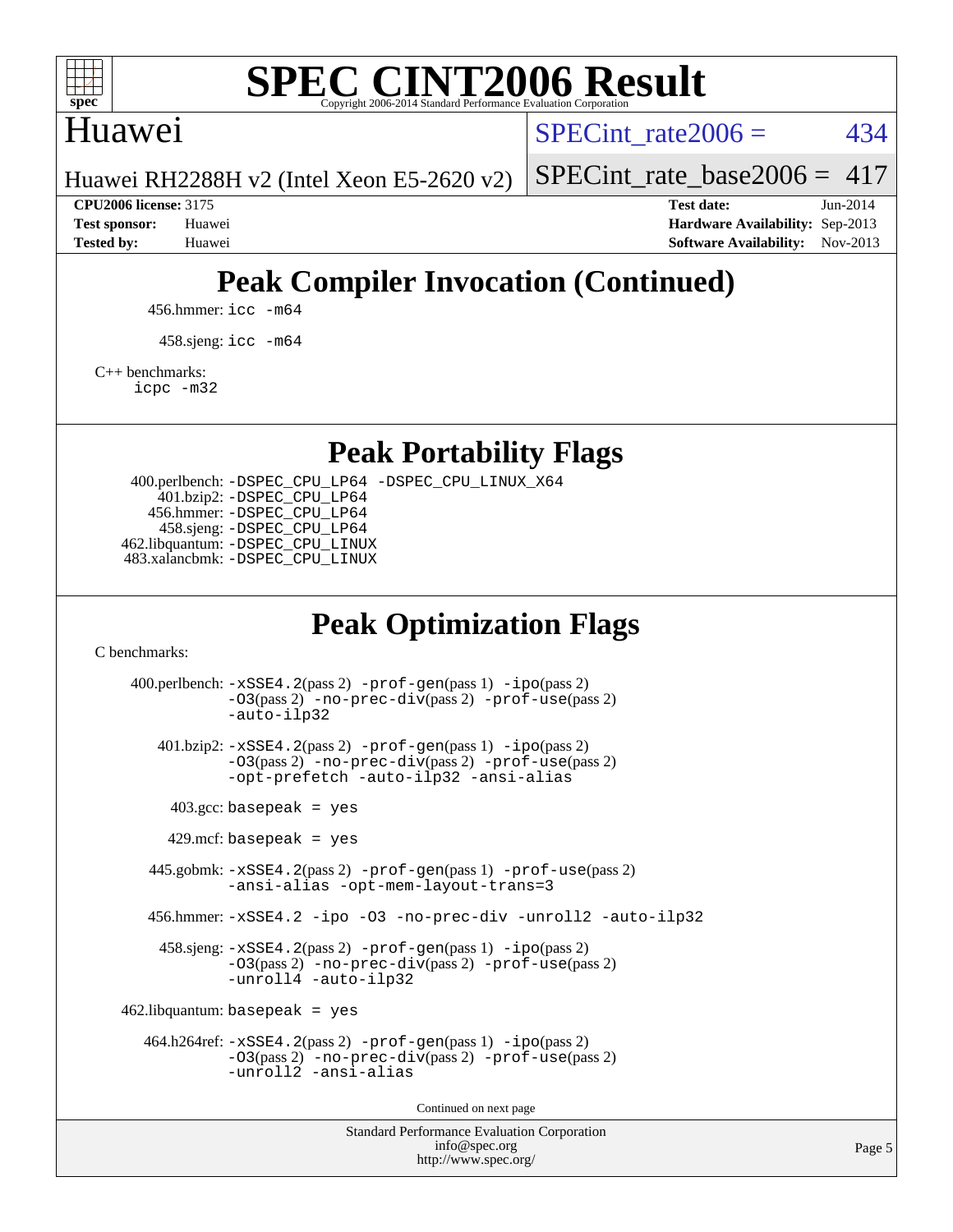# SPEC CINT2006 Result

## Huawei

Huawei RH2288H v2 (Intel Xeon E5-2620 v2)

SPECint_rate2006 = 434

SPECint_rate_base2006 = 417

| | | | |
|---|---|---|---|
| **CPU2006 license:** | 3175 | **Test date:** | Jun-2014 |
| **Test sponsor:** | Huawei | **Hardware Availability:** | Sep-2013 |
| **Tested by:** | Huawei | **Software Availability:** | Nov-2013 |

## Peak Compiler Invocation (Continued)

456.hmmer: `icc -m64`

458.sjeng: `icc -m64`

C++ benchmarks:
`icpc -m32`

## Peak Portability Flags

400.perlbench: `-DSPEC_CPU_LP64 -DSPEC_CPU_LINUX_X64`
401.bzip2: `-DSPEC_CPU_LP64`
456.hmmer: `-DSPEC_CPU_LP64`
458.sjeng: `-DSPEC_CPU_LP64`
462.libquantum: `-DSPEC_CPU_LINUX`
483.xalancbmk: `-DSPEC_CPU_LINUX`

## Peak Optimization Flags

C benchmarks:

400.perlbench: `-xSSE4.2`(pass 2) `-prof-gen`(pass 1) `-ipo`(pass 2) `-O3`(pass 2) `-no-prec-div`(pass 2) `-prof-use`(pass 2) `-auto-ilp32`

401.bzip2: `-xSSE4.2`(pass 2) `-prof-gen`(pass 1) `-ipo`(pass 2) `-O3`(pass 2) `-no-prec-div`(pass 2) `-prof-use`(pass 2) `-opt-prefetch -auto-ilp32 -ansi-alias`

403.gcc: `basepeak = yes`

429.mcf: `basepeak = yes`

445.gobmk: `-xSSE4.2`(pass 2) `-prof-gen`(pass 1) `-prof-use`(pass 2) `-ansi-alias -opt-mem-layout-trans=3`

456.hmmer: `-xSSE4.2 -ipo -O3 -no-prec-div -unroll2 -auto-ilp32`

458.sjeng: `-xSSE4.2`(pass 2) `-prof-gen`(pass 1) `-ipo`(pass 2) `-O3`(pass 2) `-no-prec-div`(pass 2) `-prof-use`(pass 2) `-unroll4 -auto-ilp32`

462.libquantum: `basepeak = yes`

464.h264ref: `-xSSE4.2`(pass 2) `-prof-gen`(pass 1) `-ipo`(pass 2) `-O3`(pass 2) `-no-prec-div`(pass 2) `-prof-use`(pass 2) `-unroll2 -ansi-alias`

Continued on next page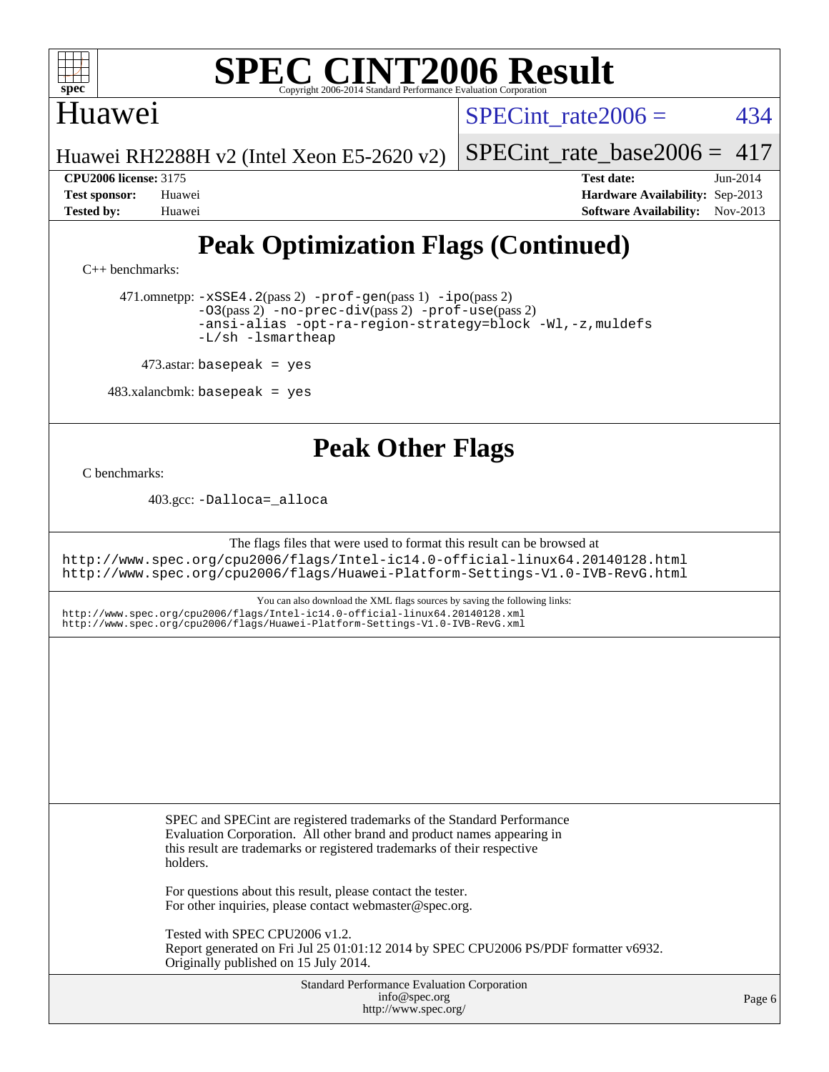## Peak Optimization Flags (Continued)

C++ benchmarks:

471.omnetpp: -xSSE4.2(pass 2) -prof-gen(pass 1) -ipo(pass 2) -O3(pass 2) -no-prec-div(pass 2) -prof-use(pass 2) -ansi-alias -opt-ra-region-strategy=block -Wl,-z,muldefs -L/sh -lsmartheap

473.astar: basepeak = yes

483.xalancbmk: basepeak = yes

## Peak Other Flags

C benchmarks:

403.gcc: -Dalloca=_alloca

The flags files that were used to format this result can be browsed at
http://www.spec.org/cpu2006/flags/Intel-ic14.0-official-linux64.20140128.html
http://www.spec.org/cpu2006/flags/Huawei-Platform-Settings-V1.0-IVB-RevG.html

You can also download the XML flags sources by saving the following links:
http://www.spec.org/cpu2006/flags/Intel-ic14.0-official-linux64.20140128.xml
http://www.spec.org/cpu2006/flags/Huawei-Platform-Settings-V1.0-IVB-RevG.xml

SPEC and SPECint are registered trademarks of the Standard Performance Evaluation Corporation. All other brand and product names appearing in this result are trademarks or registered trademarks of their respective holders.

For questions about this result, please contact the tester.
For other inquiries, please contact webmaster@spec.org.

Tested with SPEC CPU2006 v1.2.
Report generated on Fri Jul 25 01:01:12 2014 by SPEC CPU2006 PS/PDF formatter v6932.
Originally published on 15 July 2014.